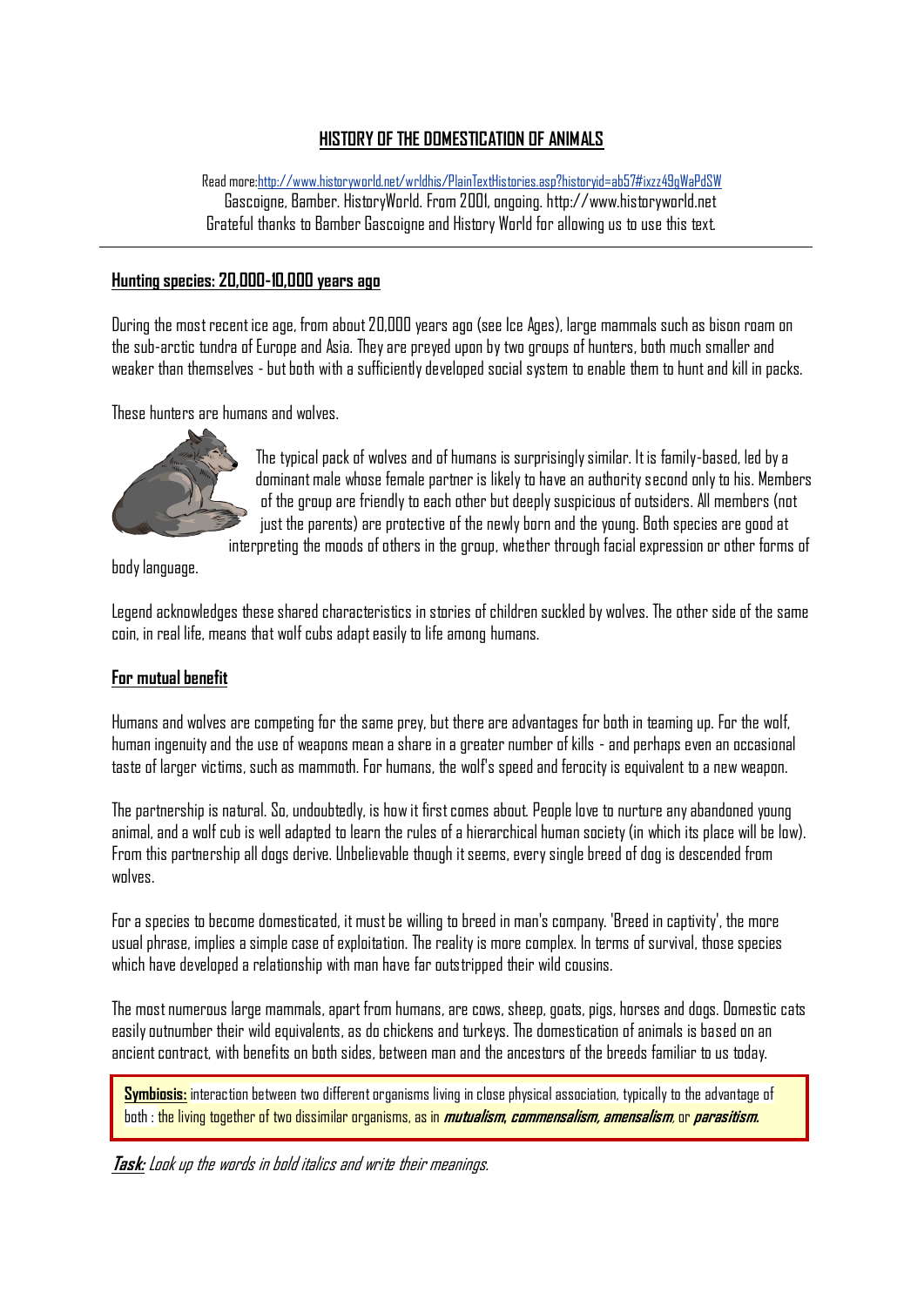# HISTORY OF THE DOMESTICATION OF ANIMALS

Read more: http://www.historyworld.net/wrldhis/PlainTextHistories.asp?historyid=ab57#ixzz49gWaPdSW
Gascoigne, Bamber. HistoryWorld. From 2001, ongoing. http://www.historyworld.net
Grateful thanks to Bamber Gascoigne and History World for allowing us to use this text.

---

## Hunting species: 20,000-10,000 years ago

During the most recent ice age, from about 20,000 years ago (see Ice Ages), large mammals such as bison roam on the sub-arctic tundra of Europe and Asia. They are preyed upon by two groups of hunters, both much smaller and weaker than themselves - but both with a sufficiently developed social system to enable them to hunt and kill in packs.

These hunters are humans and wolves.

The typical pack of wolves and of humans is surprisingly similar. It is family-based, led by a dominant male whose female partner is likely to have an authority second only to his. Members of the group are friendly to each other but deeply suspicious of outsiders. All members (not just the parents) are protective of the newly born and the young. Both species are good at interpreting the moods of others in the group, whether through facial expression or other forms of body language.

Legend acknowledges these shared characteristics in stories of children suckled by wolves. The other side of the same coin, in real life, means that wolf cubs adapt easily to life among humans.

## For mutual benefit

Humans and wolves are competing for the same prey, but there are advantages for both in teaming up. For the wolf, human ingenuity and the use of weapons mean a share in a greater number of kills - and perhaps even an occasional taste of larger victims, such as mammoth. For humans, the wolf's speed and ferocity is equivalent to a new weapon.

The partnership is natural. So, undoubtedly, is how it first comes about. People love to nurture any abandoned young animal, and a wolf cub is well adapted to learn the rules of a hierarchical human society (in which its place will be low). From this partnership all dogs derive. Unbelievable though it seems, every single breed of dog is descended from wolves.

For a species to become domesticated, it must be willing to breed in man's company. 'Breed in captivity', the more usual phrase, implies a simple case of exploitation. The reality is more complex. In terms of survival, those species which have developed a relationship with man have far outstripped their wild cousins.

The most numerous large mammals, apart from humans, are cows, sheep, goats, pigs, horses and dogs. Domestic cats easily outnumber their wild equivalents, as do chickens and turkeys. The domestication of animals is based on an ancient contract, with benefits on both sides, between man and the ancestors of the breeds familiar to us today.

> **Symbiosis:** interaction between two different organisms living in close physical association, typically to the advantage of both : the living together of two dissimilar organisms, as in ***mutualism, commensalism, amensalism***, or ***parasitism***.

***Task:*** *Look up the words in bold italics and write their meanings.*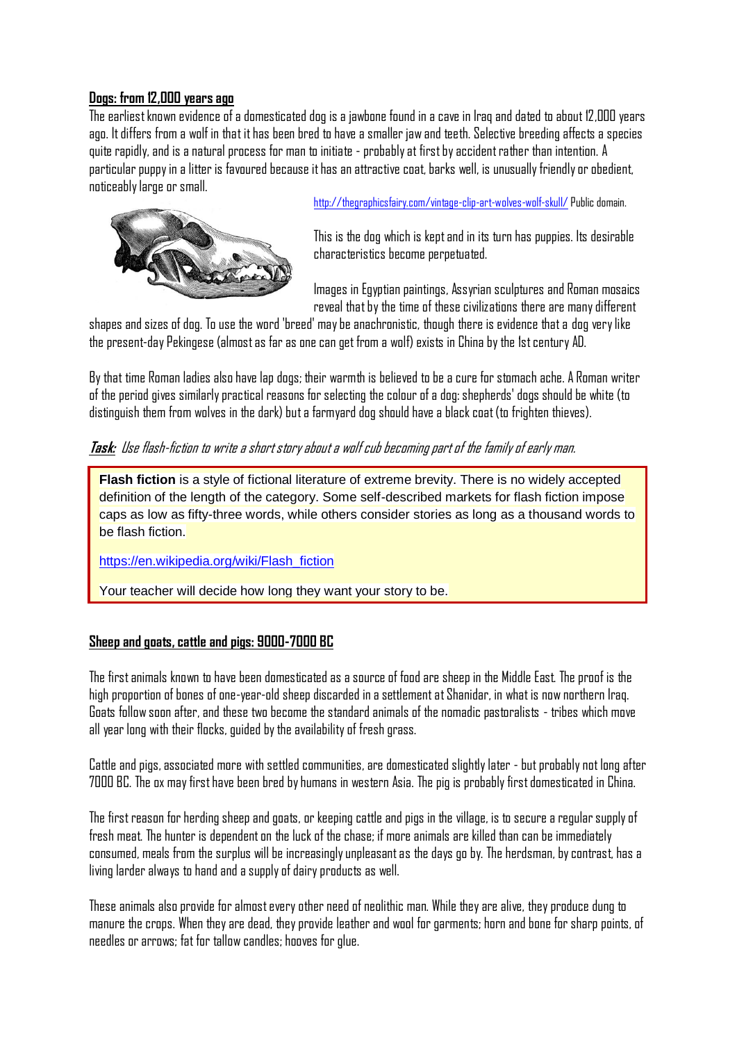**Dogs: from 12,000 years ago**

The earliest known evidence of a domesticated dog is a jawbone found in a cave in Iraq and dated to about 12,000 years ago. It differs from a wolf in that it has been bred to have a smaller jaw and teeth. Selective breeding affects a species quite rapidly, and is a natural process for man to initiate - probably at first by accident rather than intention. A particular puppy in a litter is favoured because it has an attractive coat, barks well, is unusually friendly or obedient, noticeably large or small.

http://thegraphicsfairy.com/vintage-clip-art-wolves-wolf-skull/ Public domain.

This is the dog which is kept and in its turn has puppies. Its desirable characteristics become perpetuated.

Images in Egyptian paintings, Assyrian sculptures and Roman mosaics reveal that by the time of these civilizations there are many different shapes and sizes of dog. To use the word 'breed' may be anachronistic, though there is evidence that a dog very like the present-day Pekingese (almost as far as one can get from a wolf) exists in China by the 1st century AD.

By that time Roman ladies also have lap dogs; their warmth is believed to be a cure for stomach ache. A Roman writer of the period gives similarly practical reasons for selecting the colour of a dog: shepherds' dogs should be white (to distinguish them from wolves in the dark) but a farmyard dog should have a black coat (to frighten thieves).

***Task:*** *Use flash-fiction to write a short story about a wolf cub becoming part of the family of early man.*

> **Flash fiction** is a style of fictional literature of extreme brevity. There is no widely accepted definition of the length of the category. Some self-described markets for flash fiction impose caps as low as fifty-three words, while others consider stories as long as a thousand words to be flash fiction.
>
> https://en.wikipedia.org/wiki/Flash_fiction
>
> Your teacher will decide how long they want your story to be.

**Sheep and goats, cattle and pigs: 9000-7000 BC**

The first animals known to have been domesticated as a source of food are sheep in the Middle East. The proof is the high proportion of bones of one-year-old sheep discarded in a settlement at Shanidar, in what is now northern Iraq. Goats follow soon after, and these two become the standard animals of the nomadic pastoralists - tribes which move all year long with their flocks, guided by the availability of fresh grass.

Cattle and pigs, associated more with settled communities, are domesticated slightly later - but probably not long after 7000 BC. The ox may first have been bred by humans in western Asia. The pig is probably first domesticated in China.

The first reason for herding sheep and goats, or keeping cattle and pigs in the village, is to secure a regular supply of fresh meat. The hunter is dependent on the luck of the chase; if more animals are killed than can be immediately consumed, meals from the surplus will be increasingly unpleasant as the days go by. The herdsman, by contrast, has a living larder always to hand and a supply of dairy products as well.

These animals also provide for almost every other need of neolithic man. While they are alive, they produce dung to manure the crops. When they are dead, they provide leather and wool for garments; horn and bone for sharp points, of needles or arrows; fat for tallow candles; hooves for glue.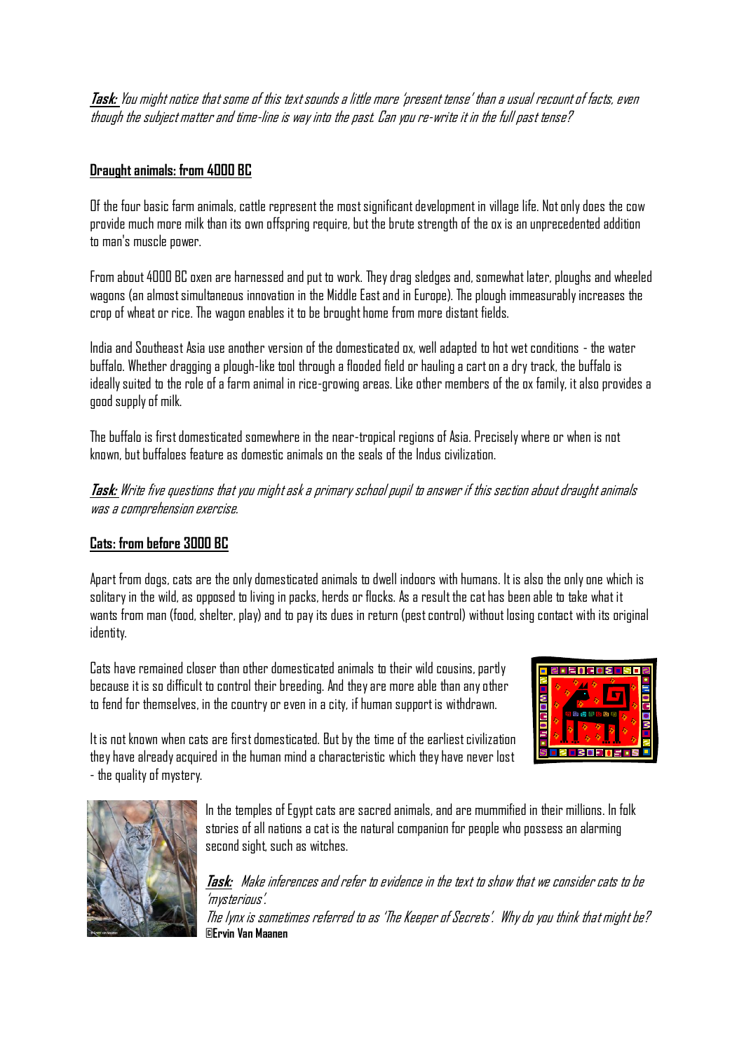***Task:*** *You might notice that some of this text sounds a little more 'present tense' than a usual recount of facts, even though the subject matter and time-line is way into the past. Can you re-write it in the full past tense?*

## Draught animals: from 4000 BC

Of the four basic farm animals, cattle represent the most significant development in village life. Not only does the cow provide much more milk than its own offspring require, but the brute strength of the ox is an unprecedented addition to man's muscle power.

From about 4000 BC oxen are harnessed and put to work. They drag sledges and, somewhat later, ploughs and wheeled wagons (an almost simultaneous innovation in the Middle East and in Europe). The plough immeasurably increases the crop of wheat or rice. The wagon enables it to be brought home from more distant fields.

India and Southeast Asia use another version of the domesticated ox, well adapted to hot wet conditions - the water buffalo. Whether dragging a plough-like tool through a flooded field or hauling a cart on a dry track, the buffalo is ideally suited to the role of a farm animal in rice-growing areas. Like other members of the ox family, it also provides a good supply of milk.

The buffalo is first domesticated somewhere in the near-tropical regions of Asia. Precisely where or when is not known, but buffaloes feature as domestic animals on the seals of the Indus civilization.

***Task:*** *Write five questions that you might ask a primary school pupil to answer if this section about draught animals was a comprehension exercise.*

## Cats: from before 3000 BC

Apart from dogs, cats are the only domesticated animals to dwell indoors with humans. It is also the only one which is solitary in the wild, as opposed to living in packs, herds or flocks. As a result the cat has been able to take what it wants from man (food, shelter, play) and to pay its dues in return (pest control) without losing contact with its original identity.

Cats have remained closer than other domesticated animals to their wild cousins, partly because it is so difficult to control their breeding. And they are more able than any other to fend for themselves, in the country or even in a city, if human support is withdrawn.

It is not known when cats are first domesticated. But by the time of the earliest civilization they have already acquired in the human mind a characteristic which they have never lost - the quality of mystery.

In the temples of Egypt cats are sacred animals, and are mummified in their millions. In folk stories of all nations a cat is the natural companion for people who possess an alarming second sight, such as witches.

***Task:*** *Make inferences and refer to evidence in the text to show that we consider cats to be 'mysterious'.*
*The lynx is sometimes referred to as 'The Keeper of Secrets'. Why do you think that might be?*

**©Ervin Van Maanen**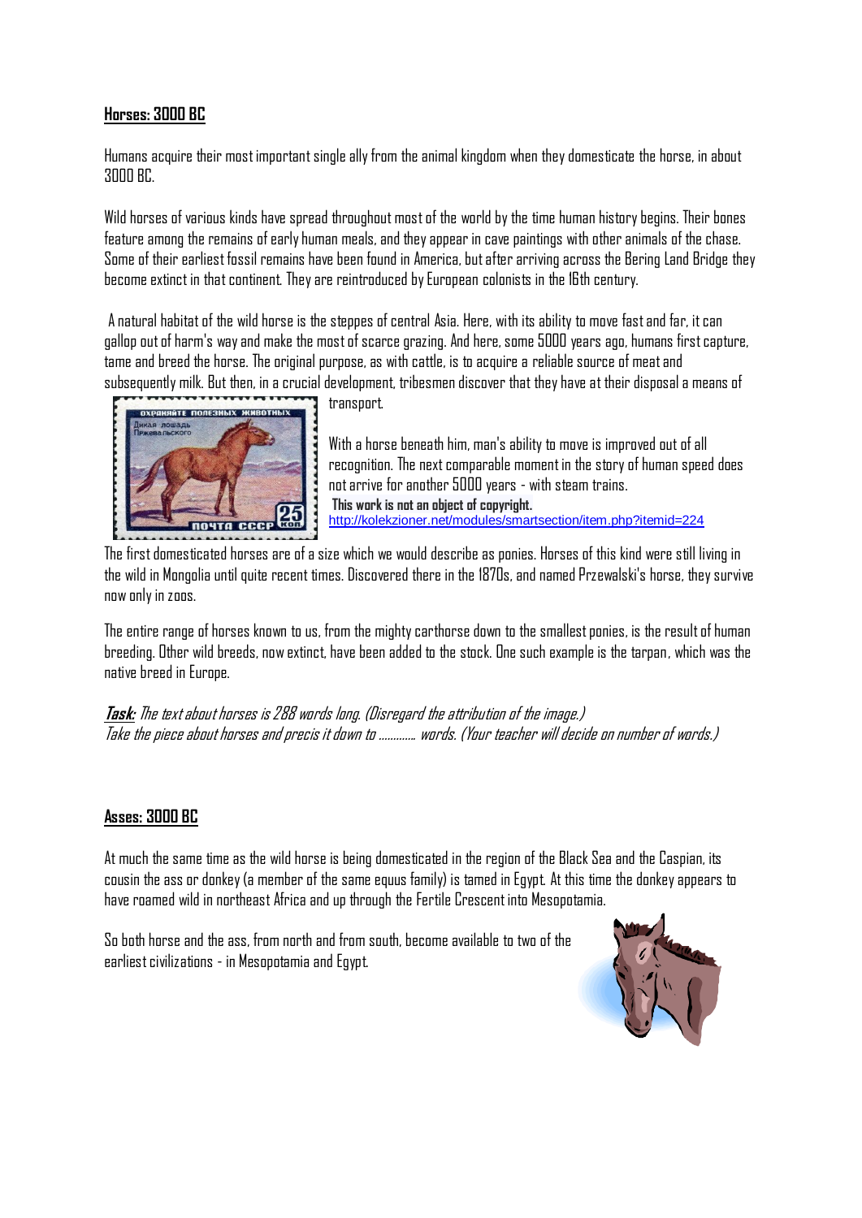**Horses: 3000 BC**

Humans acquire their most important single ally from the animal kingdom when they domesticate the horse, in about 3000 BC.

Wild horses of various kinds have spread throughout most of the world by the time human history begins. Their bones feature among the remains of early human meals, and they appear in cave paintings with other animals of the chase. Some of their earliest fossil remains have been found in America, but after arriving across the Bering Land Bridge they become extinct in that continent. They are reintroduced by European colonists in the 16th century.

A natural habitat of the wild horse is the steppes of central Asia. Here, with its ability to move fast and far, it can gallop out of harm's way and make the most of scarce grazing. And here, some 5000 years ago, humans first capture, tame and breed the horse. The original purpose, as with cattle, is to acquire a reliable source of meat and subsequently milk. But then, in a crucial development, tribesmen discover that they have at their disposal a means of transport.

With a horse beneath him, man's ability to move is improved out of all recognition. The next comparable moment in the story of human speed does not arrive for another 5000 years - with steam trains.

**This work is not an object of copyright.**
http://kolekzioner.net/modules/smartsection/item.php?itemid=224

The first domesticated horses are of a size which we would describe as ponies. Horses of this kind were still living in the wild in Mongolia until quite recent times. Discovered there in the 1870s, and named Przewalski's horse, they survive now only in zoos.

The entire range of horses known to us, from the mighty carthorse down to the smallest ponies, is the result of human breeding. Other wild breeds, now extinct, have been added to the stock. One such example is the tarpan, which was the native breed in Europe.

***Task:*** *The text about horses is 288 words long. (Disregard the attribution of the image.)*
*Take the piece about horses and precis it down to ............ words. (Your teacher will decide on number of words.)*

**Asses: 3000 BC**

At much the same time as the wild horse is being domesticated in the region of the Black Sea and the Caspian, its cousin the ass or donkey (a member of the same equus family) is tamed in Egypt. At this time the donkey appears to have roamed wild in northeast Africa and up through the Fertile Crescent into Mesopotamia.

So both horse and the ass, from north and from south, become available to two of the earliest civilizations - in Mesopotamia and Egypt.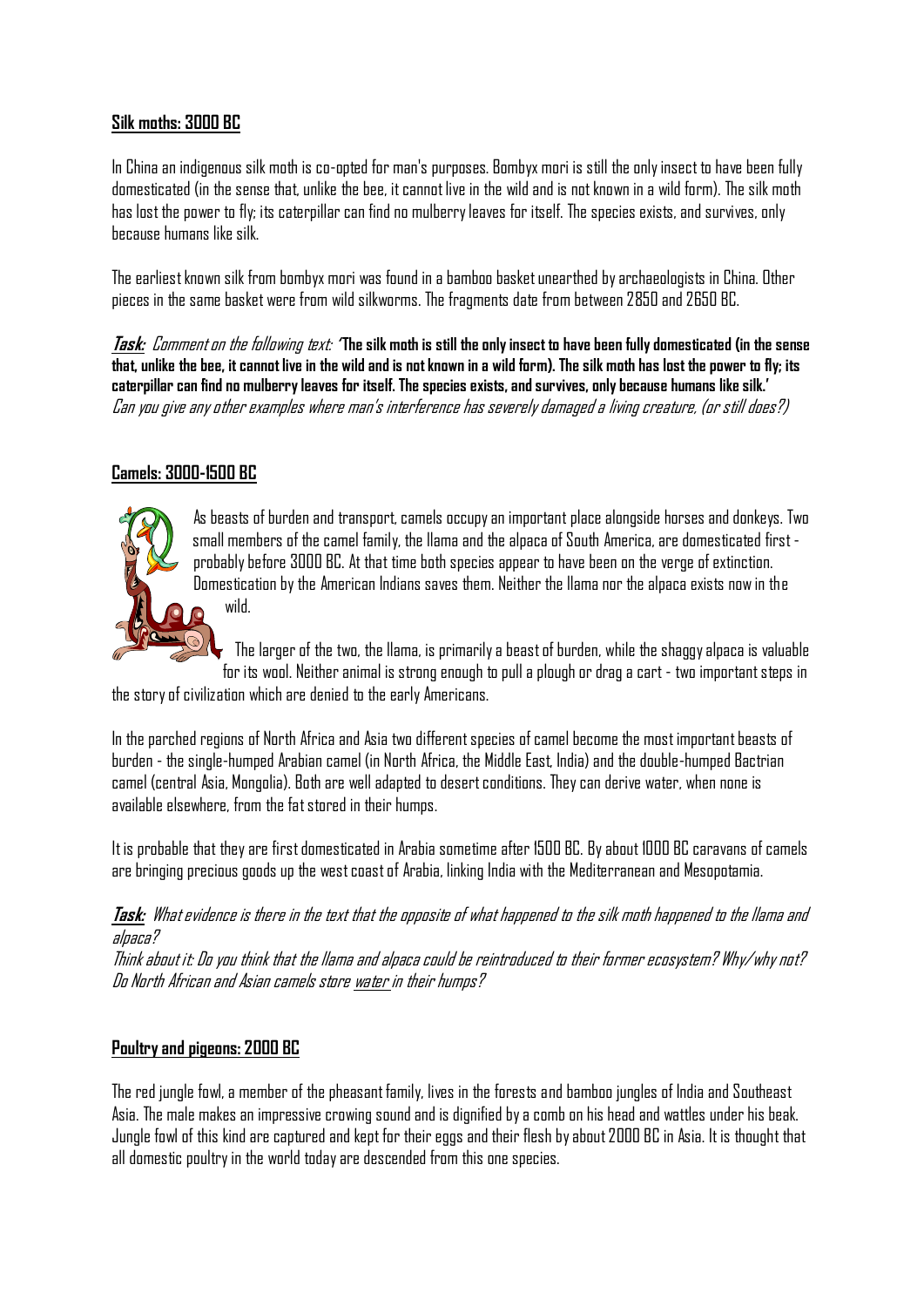**Silk moths: 3000 BC**

In China an indigenous silk moth is co-opted for man's purposes. Bombyx mori is still the only insect to have been fully domesticated (in the sense that, unlike the bee, it cannot live in the wild and is not known in a wild form). The silk moth has lost the power to fly; its caterpillar can find no mulberry leaves for itself. The species exists, and survives, only because humans like silk.

The earliest known silk from bombyx mori was found in a bamboo basket unearthed by archaeologists in China. Other pieces in the same basket were from wild silkworms. The fragments date from between 2850 and 2650 BC.

***Task:*** *Comment on the following text:* '**The silk moth is still the only insect to have been fully domesticated (in the sense that, unlike the bee, it cannot live in the wild and is not known in a wild form). The silk moth has lost the power to fly; its caterpillar can find no mulberry leaves for itself. The species exists, and survives, only because humans like silk.**'
*Can you give any other examples where man's interference has severely damaged a living creature, (or still does?)*

**Camels: 3000-1500 BC**

As beasts of burden and transport, camels occupy an important place alongside horses and donkeys. Two small members of the camel family, the llama and the alpaca of South America, are domesticated first - probably before 3000 BC. At that time both species appear to have been on the verge of extinction. Domestication by the American Indians saves them. Neither the llama nor the alpaca exists now in the wild.

The larger of the two, the llama, is primarily a beast of burden, while the shaggy alpaca is valuable for its wool. Neither animal is strong enough to pull a plough or drag a cart - two important steps in the story of civilization which are denied to the early Americans.

In the parched regions of North Africa and Asia two different species of camel become the most important beasts of burden - the single-humped Arabian camel (in North Africa, the Middle East, India) and the double-humped Bactrian camel (central Asia, Mongolia). Both are well adapted to desert conditions. They can derive water, when none is available elsewhere, from the fat stored in their humps.

It is probable that they are first domesticated in Arabia sometime after 1500 BC. By about 1000 BC caravans of camels are bringing precious goods up the west coast of Arabia, linking India with the Mediterranean and Mesopotamia.

***Task:*** *What evidence is there in the text that the opposite of what happened to the silk moth happened to the llama and alpaca?*
*Think about it: Do you think that the llama and alpaca could be reintroduced to their former ecosystem? Why/why not?*
*Do North African and Asian camels store* *water* *in their humps?*

**Poultry and pigeons: 2000 BC**

The red jungle fowl, a member of the pheasant family, lives in the forests and bamboo jungles of India and Southeast Asia. The male makes an impressive crowing sound and is dignified by a comb on his head and wattles under his beak. Jungle fowl of this kind are captured and kept for their eggs and their flesh by about 2000 BC in Asia. It is thought that all domestic poultry in the world today are descended from this one species.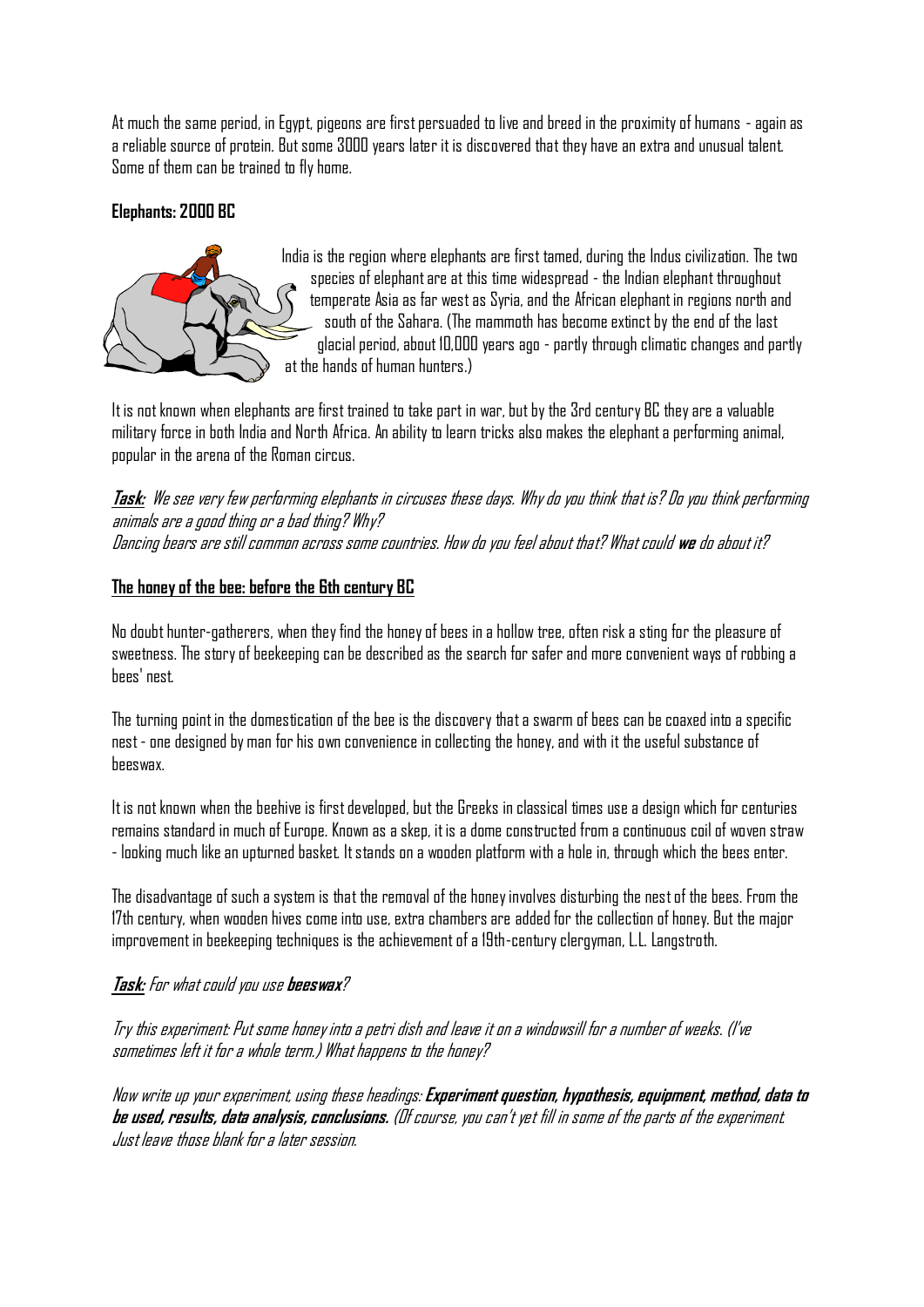At much the same period, in Egypt, pigeons are first persuaded to live and breed in the proximity of humans - again as a reliable source of protein. But some 3000 years later it is discovered that they have an extra and unusual talent. Some of them can be trained to fly home.

**Elephants: 2000 BC**

India is the region where elephants are first tamed, during the Indus civilization. The two species of elephant are at this time widespread - the Indian elephant throughout temperate Asia as far west as Syria, and the African elephant in regions north and south of the Sahara. (The mammoth has become extinct by the end of the last glacial period, about 10,000 years ago - partly through climatic changes and partly at the hands of human hunters.)

It is not known when elephants are first trained to take part in war, but by the 3rd century BC they are a valuable military force in both India and North Africa. An ability to learn tricks also makes the elephant a performing animal, popular in the arena of the Roman circus.

***Task:*** *We see very few performing elephants in circuses these days. Why do you think that is? Do you think performing animals are a good thing or a bad thing? Why?*
*Dancing bears are still common across some countries. How do you feel about that? What could **we** do about it?*

**The honey of the bee: before the 6th century BC**

No doubt hunter-gatherers, when they find the honey of bees in a hollow tree, often risk a sting for the pleasure of sweetness. The story of beekeeping can be described as the search for safer and more convenient ways of robbing a bees' nest.

The turning point in the domestication of the bee is the discovery that a swarm of bees can be coaxed into a specific nest - one designed by man for his own convenience in collecting the honey, and with it the useful substance of beeswax.

It is not known when the beehive is first developed, but the Greeks in classical times use a design which for centuries remains standard in much of Europe. Known as a skep, it is a dome constructed from a continuous coil of woven straw - looking much like an upturned basket. It stands on a wooden platform with a hole in, through which the bees enter.

The disadvantage of such a system is that the removal of the honey involves disturbing the nest of the bees. From the 17th century, when wooden hives come into use, extra chambers are added for the collection of honey. But the major improvement in beekeeping techniques is the achievement of a 19th-century clergyman, L.L. Langstroth.

***Task:*** *For what could you use **beeswax**?*

*Try this experiment: Put some honey into a petri dish and leave it on a windowsill for a number of weeks. (I've sometimes left it for a whole term.) What happens to the honey?*

*Now write up your experiment, using these headings: **Experiment question, hypothesis, equipment, method, data to be used, results, data analysis, conclusions.** (Of course, you can't yet fill in some of the parts of the experiment. Just leave those blank for a later session.*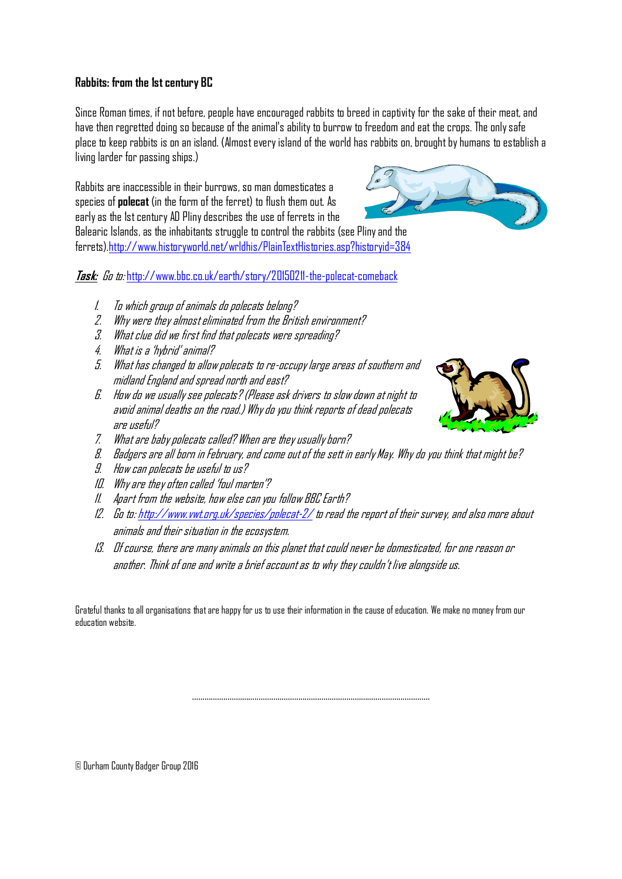**Rabbits: from the 1st century BC**

Since Roman times, if not before, people have encouraged rabbits to breed in captivity for the sake of their meat, and have then regretted doing so because of the animal's ability to burrow to freedom and eat the crops. The only safe place to keep rabbits is on an island. (Almost every island of the world has rabbits on, brought by humans to establish a living larder for passing ships.)

Rabbits are inaccessible in their burrows, so man domesticates a species of **polecat** (in the form of the ferret) to flush them out. As early as the 1st century AD Pliny describes the use of ferrets in the Balearic Islands, as the inhabitants struggle to control the rabbits (see Pliny and the ferrets).http://www.historyworld.net/wrldhis/PlainTextHistories.asp?historyid=384

***Task:*** *Go to:* http://www.bbc.co.uk/earth/story/20150211-the-polecat-comeback

1. *To which group of animals do polecats belong?*
2. *Why were they almost eliminated from the British environment?*
3. *What clue did we first find that polecats were spreading?*
4. *What is a 'hybrid' animal?*
5. *What has changed to allow polecats to re-occupy large areas of southern and midland England and spread north and east?*
6. *How do we usually see polecats? (Please ask drivers to slow down at night to avoid animal deaths on the road.) Why do you think reports of dead polecats are useful?*
7. *What are baby polecats called? When are they usually born?*
8. *Badgers are all born in February, and come out of the sett in early May. Why do you think that might be?*
9. *How can polecats be useful to us?*
10. *Why are they often called 'foul marten'?*
11. *Apart from the website, how else can you follow BBC Earth?*
12. *Go to:* http://www.vwt.org.uk/species/polecat-2/ *to read the report of their survey, and also more about animals and their situation in the ecosystem.*
13. *Of course, there are many animals on this planet that could never be domesticated, for one reason or another. Think of one and write a brief account as to why they couldn't live alongside us.*

Grateful thanks to all organisations that are happy for us to use their information in the cause of education. We make no money from our education website.

……………………………………………………………………………………………

© Durham County Badger Group 2016